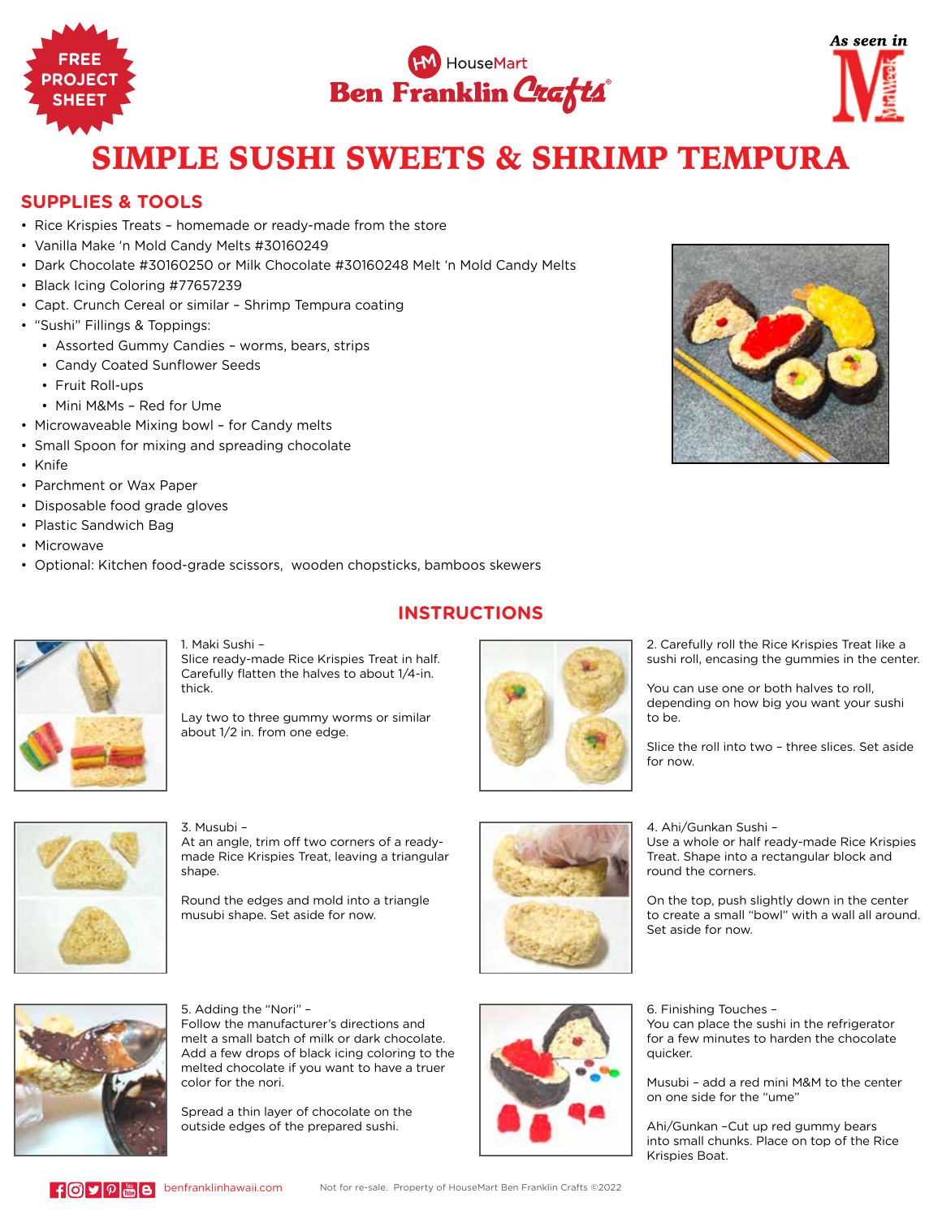FREE PROJECT SHEET

HouseMart Ben Franklin Crafts®

*As seen in* MidWeek

# SIMPLE SUSHI SWEETS & SHRIMP TEMPURA

## SUPPLIES & TOOLS

- Rice Krispies Treats – homemade or ready-made from the store
- Vanilla Make 'n Mold Candy Melts #30160249
- Dark Chocolate #30160250 or Milk Chocolate #30160248 Melt 'n Mold Candy Melts
- Black Icing Coloring #77657239
- Capt. Crunch Cereal or similar – Shrimp Tempura coating
- "Sushi" Fillings & Toppings:
  - Assorted Gummy Candies – worms, bears, strips
  - Candy Coated Sunflower Seeds
  - Fruit Roll-ups
  - Mini M&Ms – Red for Ume
- Microwaveable Mixing bowl – for Candy melts
- Small Spoon for mixing and spreading chocolate
- Knife
- Parchment or Wax Paper
- Disposable food grade gloves
- Plastic Sandwich Bag
- Microwave
- Optional: Kitchen food-grade scissors, wooden chopsticks, bamboos skewers

## INSTRUCTIONS

1. Maki Sushi –
Slice ready-made Rice Krispies Treat in half. Carefully flatten the halves to about 1/4-in. thick.

Lay two to three gummy worms or similar about 1/2 in. from one edge.

2. Carefully roll the Rice Krispies Treat like a sushi roll, encasing the gummies in the center.

You can use one or both halves to roll, depending on how big you want your sushi to be.

Slice the roll into two – three slices. Set aside for now.

3. Musubi –
At an angle, trim off two corners of a ready-made Rice Krispies Treat, leaving a triangular shape.

Round the edges and mold into a triangle musubi shape. Set aside for now.

4. Ahi/Gunkan Sushi –
Use a whole or half ready-made Rice Krispies Treat. Shape into a rectangular block and round the corners.

On the top, push slightly down in the center to create a small "bowl" with a wall all around. Set aside for now.

5. Adding the "Nori" –
Follow the manufacturer's directions and melt a small batch of milk or dark chocolate. Add a few drops of black icing coloring to the melted chocolate if you want to have a truer color for the nori.

Spread a thin layer of chocolate on the outside edges of the prepared sushi.

6. Finishing Touches –
You can place the sushi in the refrigerator for a few minutes to harden the chocolate quicker.

Musubi – add a red mini M&M to the center on one side for the "ume"

Ahi/Gunkan –Cut up red gummy bears into small chunks. Place on top of the Rice Krispies Boat.

benfranklinhawaii.com Not for re-sale. Property of HouseMart Ben Franklin Crafts ©2022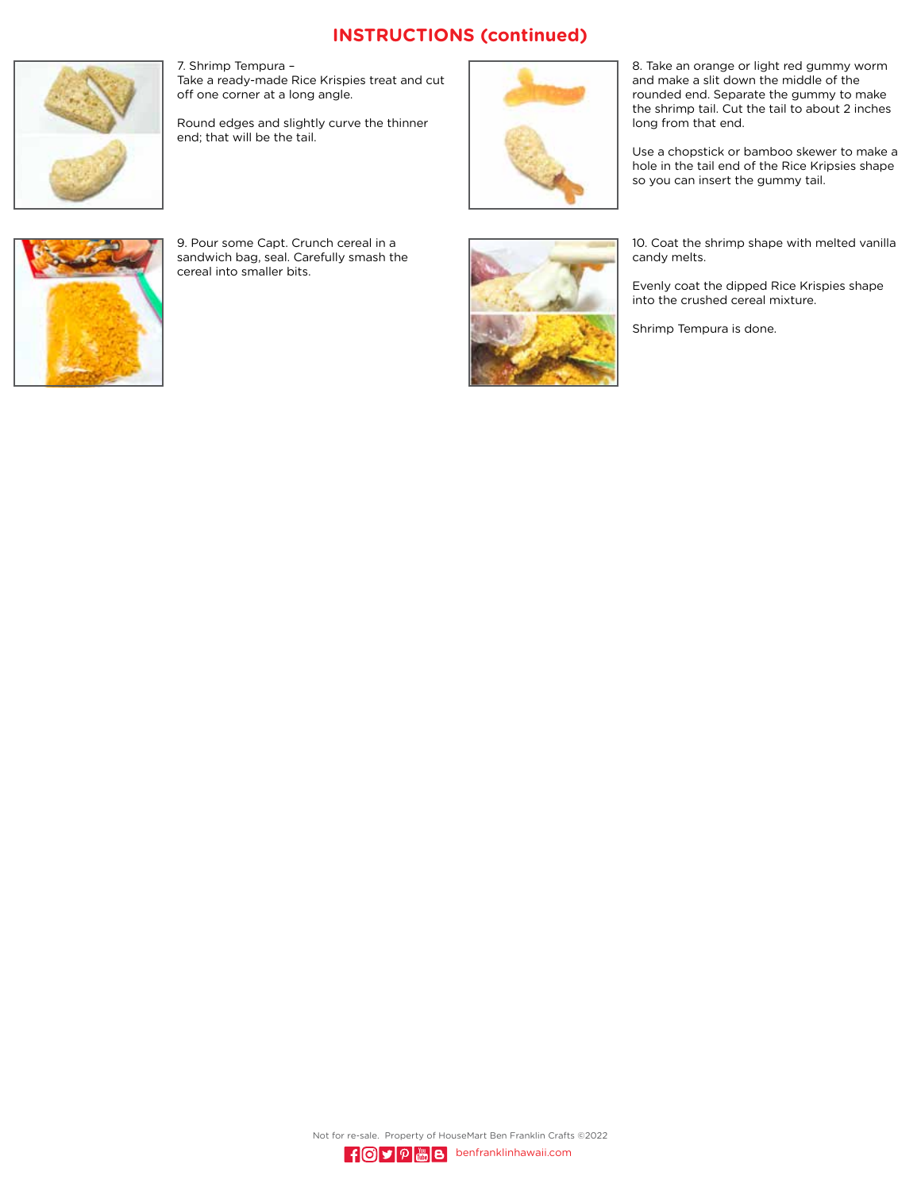## INSTRUCTIONS (continued)

7. Shrimp Tempura –
Take a ready-made Rice Krispies treat and cut off one corner at a long angle.

Round edges and slightly curve the thinner end; that will be the tail.

8. Take an orange or light red gummy worm and make a slit down the middle of the rounded end. Separate the gummy to make the shrimp tail. Cut the tail to about 2 inches long from that end.

Use a chopstick or bamboo skewer to make a hole in the tail end of the Rice Kripsies shape so you can insert the gummy tail.

9. Pour some Capt. Crunch cereal in a sandwich bag, seal. Carefully smash the cereal into smaller bits.

10. Coat the shrimp shape with melted vanilla candy melts.

Evenly coat the dipped Rice Krispies shape into the crushed cereal mixture.

Shrimp Tempura is done.

Not for re-sale. Property of HouseMart Ben Franklin Crafts ©2022

benfranklinhawaii.com